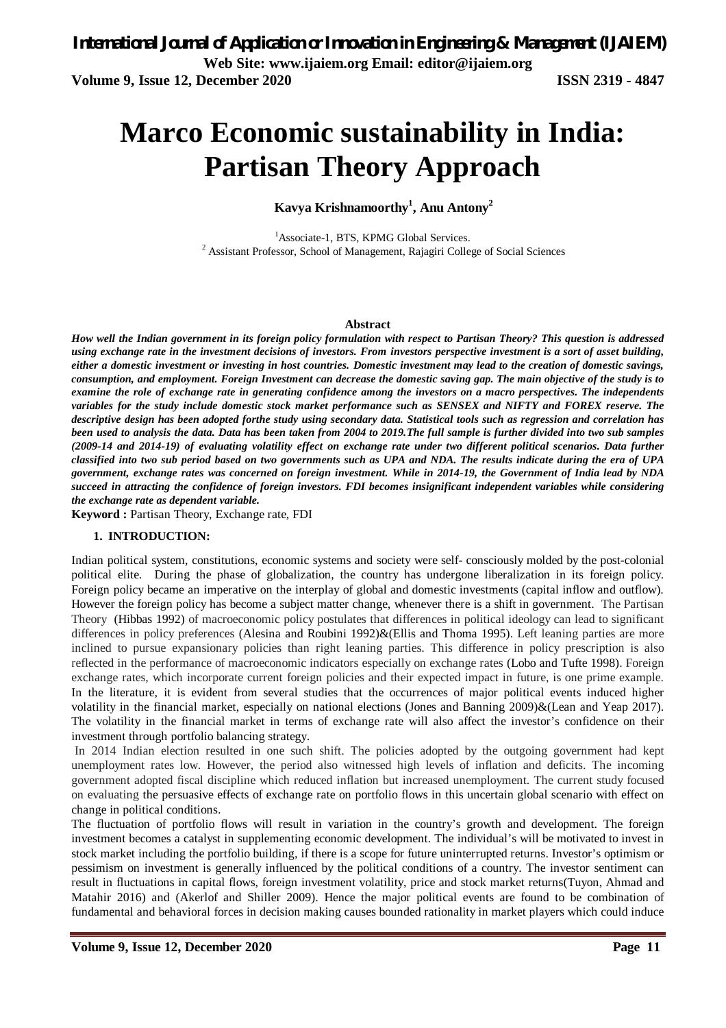# Marco Economic sustainability in India: Partisan Theory Approach

**Kavya Krishnamoorthy[1], Anu Antony[2]**

[1]Associate-1, BTS, KPMG Global Services.
[2] Assistant Professor, School of Management, Rajagiri College of Social Sciences

**Abstract**

***How well the Indian government in its foreign policy formulation with respect to Partisan Theory? This question is addressed using exchange rate in the investment decisions of investors. From investors perspective investment is a sort of asset building, either a domestic investment or investing in host countries. Domestic investment may lead to the creation of domestic savings, consumption, and employment. Foreign Investment can decrease the domestic saving gap. The main objective of the study is to examine the role of exchange rate in generating confidence among the investors on a macro perspectives. The independents variables for the study include domestic stock market performance such as SENSEX and NIFTY and FOREX reserve. The descriptive design has been adopted forthe study using secondary data. Statistical tools such as regression and correlation has been used to analysis the data. Data has been taken from 2004 to 2019.The full sample is further divided into two sub samples (2009-14 and 2014-19) of evaluating volatility effect on exchange rate under two different political scenarios. Data further classified into two sub period based on two governments such as UPA and NDA. The results indicate during the era of UPA government, exchange rates was concerned on foreign investment. While in 2014-19, the Government of India lead by NDA succeed in attracting the confidence of foreign investors. FDI becomes insignificant independent variables while considering the exchange rate as dependent variable.***

**Keyword :** Partisan Theory, Exchange rate, FDI

## 1. INTRODUCTION:

Indian political system, constitutions, economic systems and society were self- consciously molded by the post-colonial political elite. During the phase of globalization, the country has undergone liberalization in its foreign policy. Foreign policy became an imperative on the interplay of global and domestic investments (capital inflow and outflow). However the foreign policy has become a subject matter change, whenever there is a shift in government. The Partisan Theory (Hibbas 1992) of macroeconomic policy postulates that differences in political ideology can lead to significant differences in policy preferences (Alesina and Roubini 1992)&(Ellis and Thoma 1995). Left leaning parties are more inclined to pursue expansionary policies than right leaning parties. This difference in policy prescription is also reflected in the performance of macroeconomic indicators especially on exchange rates (Lobo and Tufte 1998). Foreign exchange rates, which incorporate current foreign policies and their expected impact in future, is one prime example. In the literature, it is evident from several studies that the occurrences of major political events induced higher volatility in the financial market, especially on national elections (Jones and Banning 2009)&(Lean and Yeap 2017). The volatility in the financial market in terms of exchange rate will also affect the investor's confidence on their investment through portfolio balancing strategy.

In 2014 Indian election resulted in one such shift. The policies adopted by the outgoing government had kept unemployment rates low. However, the period also witnessed high levels of inflation and deficits. The incoming government adopted fiscal discipline which reduced inflation but increased unemployment. The current study focused on evaluating the persuasive effects of exchange rate on portfolio flows in this uncertain global scenario with effect on change in political conditions.

The fluctuation of portfolio flows will result in variation in the country's growth and development. The foreign investment becomes a catalyst in supplementing economic development. The individual's will be motivated to invest in stock market including the portfolio building, if there is a scope for future uninterrupted returns. Investor's optimism or pessimism on investment is generally influenced by the political conditions of a country. The investor sentiment can result in fluctuations in capital flows, foreign investment volatility, price and stock market returns(Tuyon, Ahmad and Matahir 2016) and (Akerlof and Shiller 2009). Hence the major political events are found to be combination of fundamental and behavioral forces in decision making causes bounded rationality in market players which could induce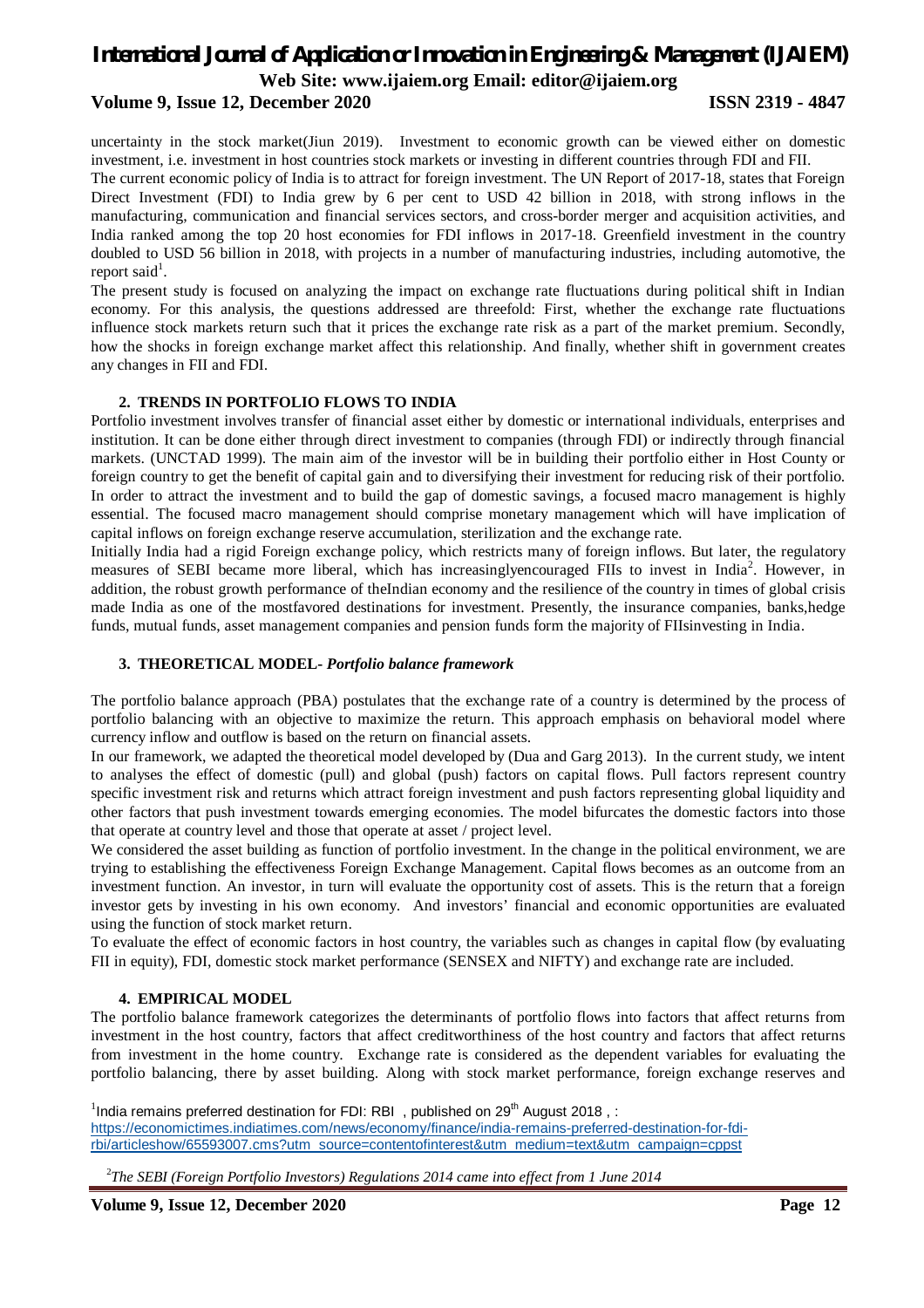uncertainty in the stock market(Jiun 2019). Investment to economic growth can be viewed either on domestic investment, i.e. investment in host countries stock markets or investing in different countries through FDI and FII.

The current economic policy of India is to attract for foreign investment. The UN Report of 2017-18, states that Foreign Direct Investment (FDI) to India grew by 6 per cent to USD 42 billion in 2018, with strong inflows in the manufacturing, communication and financial services sectors, and cross-border merger and acquisition activities, and India ranked among the top 20 host economies for FDI inflows in 2017-18. Greenfield investment in the country doubled to USD 56 billion in 2018, with projects in a number of manufacturing industries, including automotive, the report said[1].

The present study is focused on analyzing the impact on exchange rate fluctuations during political shift in Indian economy. For this analysis, the questions addressed are threefold: First, whether the exchange rate fluctuations influence stock markets return such that it prices the exchange rate risk as a part of the market premium. Secondly, how the shocks in foreign exchange market affect this relationship. And finally, whether shift in government creates any changes in FII and FDI.

## 2. TRENDS IN PORTFOLIO FLOWS TO INDIA

Portfolio investment involves transfer of financial asset either by domestic or international individuals, enterprises and institution. It can be done either through direct investment to companies (through FDI) or indirectly through financial markets. (UNCTAD 1999). The main aim of the investor will be in building their portfolio either in Host County or foreign country to get the benefit of capital gain and to diversifying their investment for reducing risk of their portfolio. In order to attract the investment and to build the gap of domestic savings, a focused macro management is highly essential. The focused macro management should comprise monetary management which will have implication of capital inflows on foreign exchange reserve accumulation, sterilization and the exchange rate.

Initially India had a rigid Foreign exchange policy, which restricts many of foreign inflows. But later, the regulatory measures of SEBI became more liberal, which has increasinglyencouraged FIIs to invest in India[2]. However, in addition, the robust growth performance of theIndian economy and the resilience of the country in times of global crisis made India as one of the mostfavored destinations for investment. Presently, the insurance companies, banks,hedge funds, mutual funds, asset management companies and pension funds form the majority of FIIsinvesting in India.

## 3. THEORETICAL MODEL- *Portfolio balance framework*

The portfolio balance approach (PBA) postulates that the exchange rate of a country is determined by the process of portfolio balancing with an objective to maximize the return. This approach emphasis on behavioral model where currency inflow and outflow is based on the return on financial assets.

In our framework, we adapted the theoretical model developed by (Dua and Garg 2013). In the current study, we intent to analyses the effect of domestic (pull) and global (push) factors on capital flows. Pull factors represent country specific investment risk and returns which attract foreign investment and push factors representing global liquidity and other factors that push investment towards emerging economies. The model bifurcates the domestic factors into those that operate at country level and those that operate at asset / project level.

We considered the asset building as function of portfolio investment. In the change in the political environment, we are trying to establishing the effectiveness Foreign Exchange Management. Capital flows becomes as an outcome from an investment function. An investor, in turn will evaluate the opportunity cost of assets. This is the return that a foreign investor gets by investing in his own economy. And investors' financial and economic opportunities are evaluated using the function of stock market return.

To evaluate the effect of economic factors in host country, the variables such as changes in capital flow (by evaluating FII in equity), FDI, domestic stock market performance (SENSEX and NIFTY) and exchange rate are included.

## 4. EMPIRICAL MODEL

The portfolio balance framework categorizes the determinants of portfolio flows into factors that affect returns from investment in the host country, factors that affect creditworthiness of the host country and factors that affect returns from investment in the home country. Exchange rate is considered as the dependent variables for evaluating the portfolio balancing, there by asset building. Along with stock market performance, foreign exchange reserves and

---

[1] India remains preferred destination for FDI: RBI , published on 29th August 2018 , : https://economictimes.indiatimes.com/news/economy/finance/india-remains-preferred-destination-for-fdi-rbi/articleshow/65593007.cms?utm_source=contentofinterest&utm_medium=text&utm_campaign=cppst

[2] *The SEBI (Foreign Portfolio Investors) Regulations 2014 came into effect from 1 June 2014*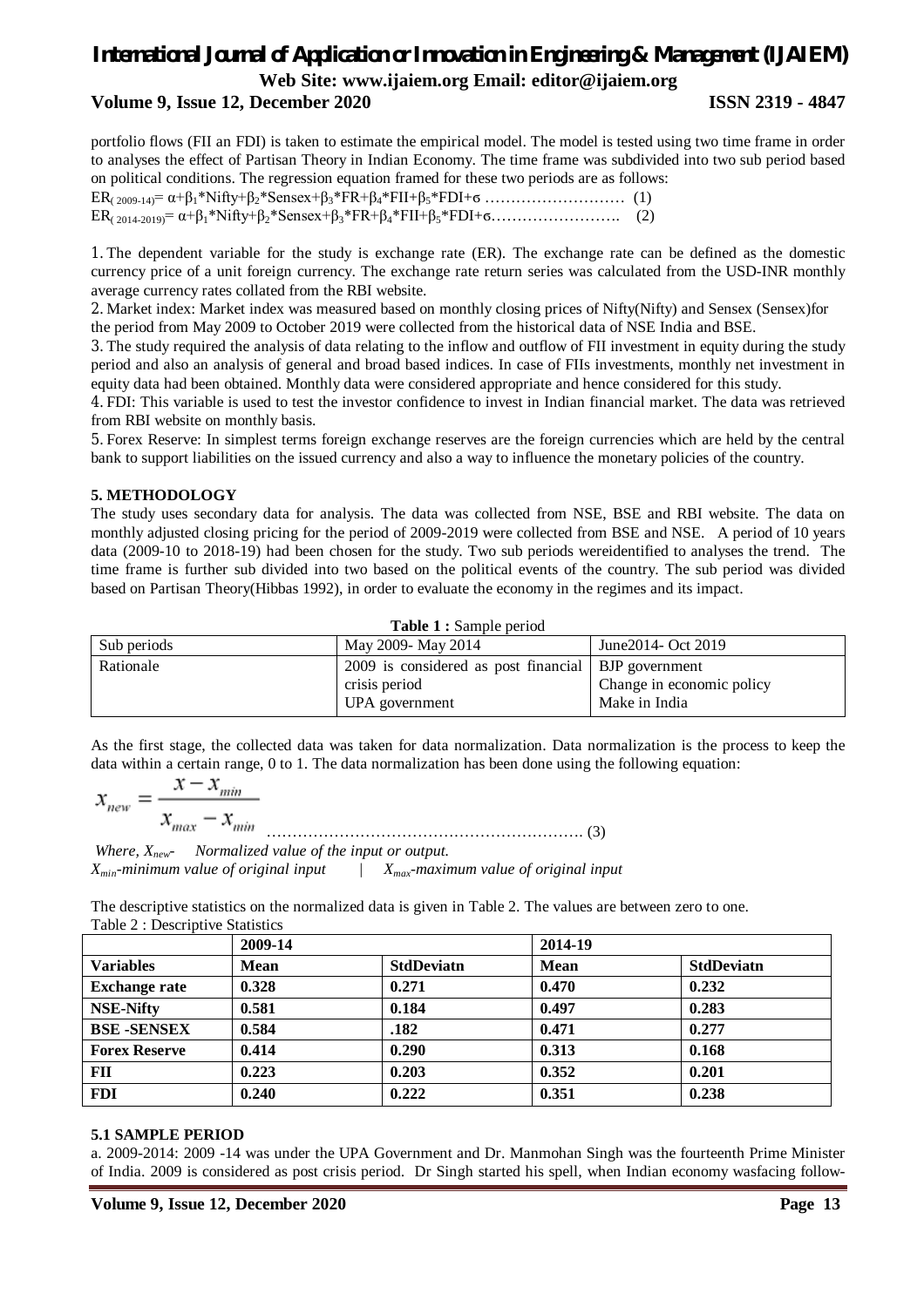portfolio flows (FII an FDI) is taken to estimate the empirical model. The model is tested using two time frame in order to analyses the effect of Partisan Theory in Indian Economy. The time frame was subdivided into two sub period based on political conditions. The regression equation framed for these two periods are as follows:

$ER_{(2009-14)}= \alpha+\beta_1*Nifty+\beta_2*Sensex+\beta_3*FR+\beta_4*FII+\beta_5*FDI+\sigma$ ……………………… (1)

$ER_{(2014-2019)}= \alpha+\beta_1*Nifty+\beta_2*Sensex+\beta_3*FR+\beta_4*FII+\beta_5*FDI+\sigma$……………………. (2)

1. The dependent variable for the study is exchange rate (ER). The exchange rate can be defined as the domestic currency price of a unit foreign currency. The exchange rate return series was calculated from the USD-INR monthly average currency rates collated from the RBI website.
2. Market index: Market index was measured based on monthly closing prices of Nifty(Nifty) and Sensex (Sensex)for the period from May 2009 to October 2019 were collected from the historical data of NSE India and BSE.
3. The study required the analysis of data relating to the inflow and outflow of FII investment in equity during the study period and also an analysis of general and broad based indices. In case of FIIs investments, monthly net investment in equity data had been obtained. Monthly data were considered appropriate and hence considered for this study.
4. FDI: This variable is used to test the investor confidence to invest in Indian financial market. The data was retrieved from RBI website on monthly basis.
5. Forex Reserve: In simplest terms foreign exchange reserves are the foreign currencies which are held by the central bank to support liabilities on the issued currency and also a way to influence the monetary policies of the country.

## 5. METHODOLOGY

The study uses secondary data for analysis. The data was collected from NSE, BSE and RBI website. The data on monthly adjusted closing pricing for the period of 2009-2019 were collected from BSE and NSE. A period of 10 years data (2009-10 to 2018-19) had been chosen for the study. Two sub periods wereidentified to analyses the trend. The time frame is further sub divided into two based on the political events of the country. The sub period was divided based on Partisan Theory(Hibbas 1992), in order to evaluate the economy in the regimes and its impact.

**Table 1 :** Sample period

| Sub periods | May 2009- May 2014 | June2014- Oct 2019 |
|---|---|---|
| Rationale | 2009 is considered as post financial crisis period<br>UPA government | BJP government<br>Change in economic policy<br>Make in India |

As the first stage, the collected data was taken for data normalization. Data normalization is the process to keep the data within a certain range, 0 to 1. The data normalization has been done using the following equation:

$$x_{new} = \frac{x - x_{min}}{x_{max} - x_{min}} \quad \text{……………………………………………………. (3)}$$

*Where, $X_{new}$- Normalized value of the input or output.*
*$X_{min}$-minimum value of original input | $X_{max}$-maximum value of original input*

The descriptive statistics on the normalized data is given in Table 2. The values are between zero to one.

Table 2 : Descriptive Statistics

| | **2009-14** | | **2014-19** | |
|---|---|---|---|---|
| **Variables** | **Mean** | **StdDeviatn** | **Mean** | **StdDeviatn** |
| **Exchange rate** | **0.328** | **0.271** | **0.470** | **0.232** |
| **NSE-Nifty** | **0.581** | **0.184** | **0.497** | **0.283** |
| **BSE -SENSEX** | **0.584** | **.182** | **0.471** | **0.277** |
| **Forex Reserve** | **0.414** | **0.290** | **0.313** | **0.168** |
| **FII** | **0.223** | **0.203** | **0.352** | **0.201** |
| **FDI** | **0.240** | **0.222** | **0.351** | **0.238** |

### 5.1 SAMPLE PERIOD

a. 2009-2014: 2009 -14 was under the UPA Government and Dr. Manmohan Singh was the fourteenth Prime Minister of India. 2009 is considered as post crisis period. Dr Singh started his spell, when Indian economy wasfacing follow-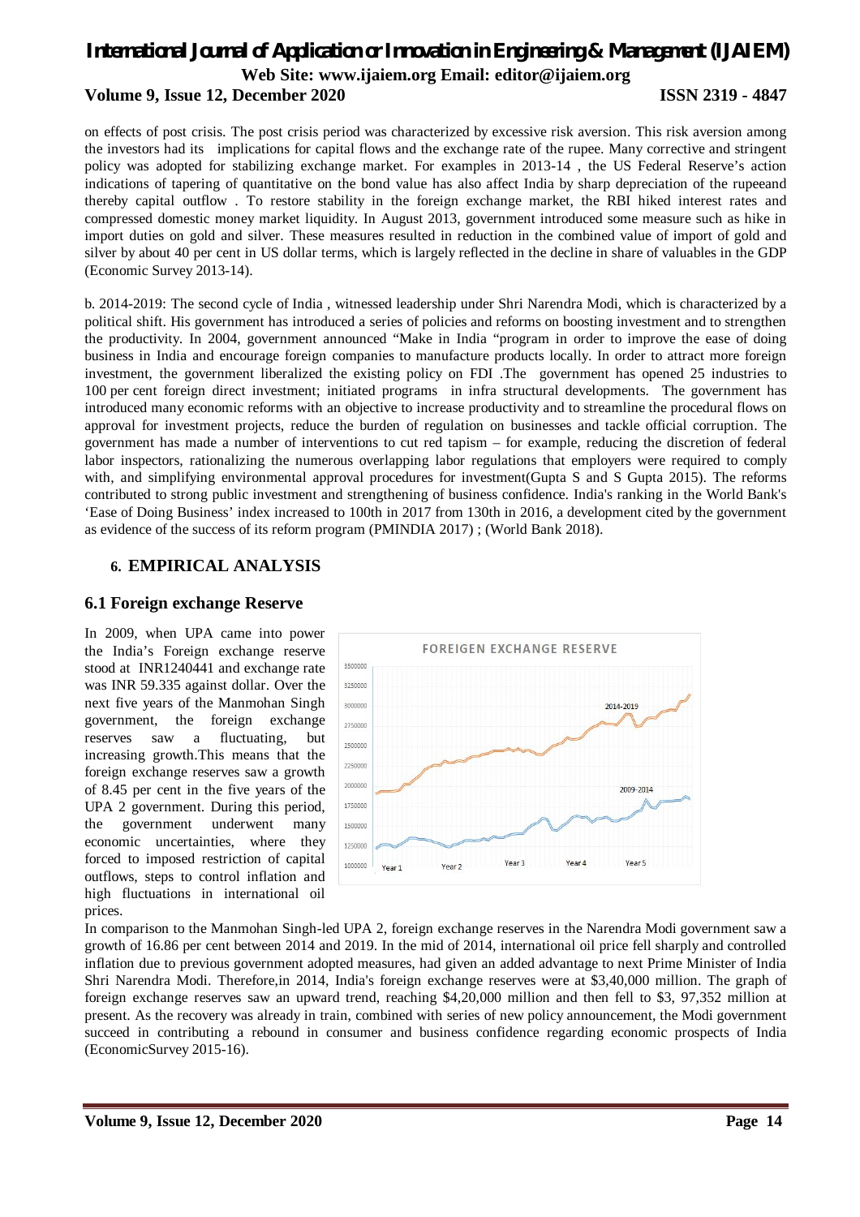on effects of post crisis. The post crisis period was characterized by excessive risk aversion. This risk aversion among the investors had its implications for capital flows and the exchange rate of the rupee. Many corrective and stringent policy was adopted for stabilizing exchange market. For examples in 2013-14 , the US Federal Reserve's action indications of tapering of quantitative on the bond value has also affect India by sharp depreciation of the rupeeand thereby capital outflow . To restore stability in the foreign exchange market, the RBI hiked interest rates and compressed domestic money market liquidity. In August 2013, government introduced some measure such as hike in import duties on gold and silver. These measures resulted in reduction in the combined value of import of gold and silver by about 40 per cent in US dollar terms, which is largely reflected in the decline in share of valuables in the GDP (Economic Survey 2013-14).

b. 2014-2019: The second cycle of India , witnessed leadership under Shri Narendra Modi, which is characterized by a political shift. His government has introduced a series of policies and reforms on boosting investment and to strengthen the productivity. In 2004, government announced "Make in India "program in order to improve the ease of doing business in India and encourage foreign companies to manufacture products locally. In order to attract more foreign investment, the government liberalized the existing policy on FDI .The government has opened 25 industries to 100 per cent foreign direct investment; initiated programs in infra structural developments. The government has introduced many economic reforms with an objective to increase productivity and to streamline the procedural flows on approval for investment projects, reduce the burden of regulation on businesses and tackle official corruption. The government has made a number of interventions to cut red tapism – for example, reducing the discretion of federal labor inspectors, rationalizing the numerous overlapping labor regulations that employers were required to comply with, and simplifying environmental approval procedures for investment(Gupta S and S Gupta 2015). The reforms contributed to strong public investment and strengthening of business confidence. India's ranking in the World Bank's 'Ease of Doing Business' index increased to 100th in 2017 from 130th in 2016, a development cited by the government as evidence of the success of its reform program (PMINDIA 2017) ; (World Bank 2018).

## 6. EMPIRICAL ANALYSIS

### 6.1 Foreign exchange Reserve

In 2009, when UPA came into power the India's Foreign exchange reserve stood at INR1240441 and exchange rate was INR 59.335 against dollar. Over the next five years of the Manmohan Singh government, the foreign exchange reserves saw a fluctuating, but increasing growth.This means that the foreign exchange reserves saw a growth of 8.45 per cent in the five years of the UPA 2 government. During this period, the government underwent many economic uncertainties, where they forced to imposed restriction of capital outflows, steps to control inflation and high fluctuations in international oil prices.

FOREIGEN EXCHANGE RESERVE

3500000
3250000
3000000
2750000
2500000
2250000
2000000
1750000
1500000
1250000
1000000

2014-2019

2009-2014

Year 1
Year 2
Year 3
Year 4
Year 5

In comparison to the Manmohan Singh-led UPA 2, foreign exchange reserves in the Narendra Modi government saw a growth of 16.86 per cent between 2014 and 2019. In the mid of 2014, international oil price fell sharply and controlled inflation due to previous government adopted measures, had given an added advantage to next Prime Minister of India Shri Narendra Modi. Therefore,in 2014, India's foreign exchange reserves were at $3,40,000 million. The graph of foreign exchange reserves saw an upward trend, reaching $4,20,000 million and then fell to $3, 97,352 million at present. As the recovery was already in train, combined with series of new policy announcement, the Modi government succeed in contributing a rebound in consumer and business confidence regarding economic prospects of India (EconomicSurvey 2015-16).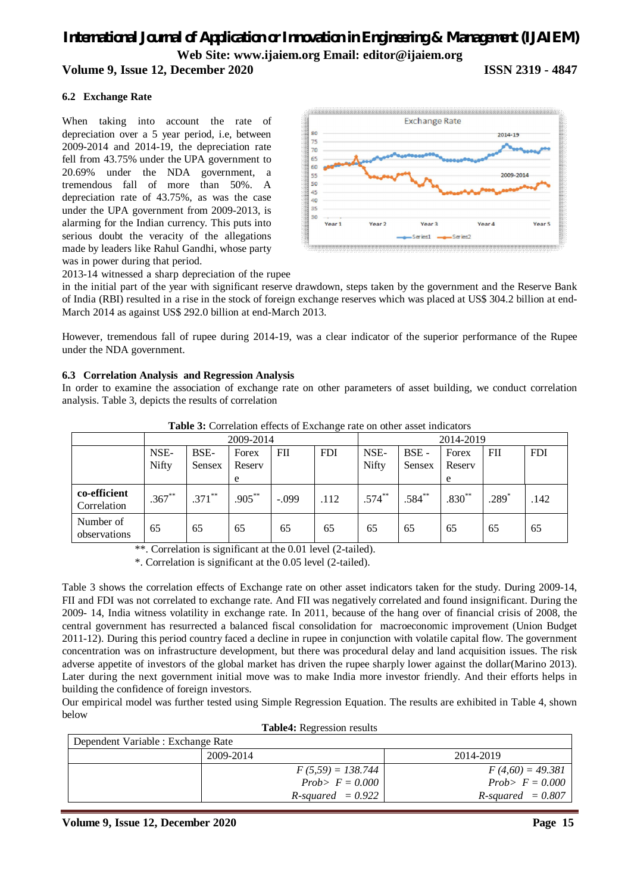### 6.2 Exchange Rate

When taking into account the rate of depreciation over a 5 year period, i.e, between 2009-2014 and 2014-19, the depreciation rate fell from 43.75% under the UPA government to 20.69% under the NDA government, a tremendous fall of more than 50%. A depreciation rate of 43.75%, as was the case under the UPA government from 2009-2013, is alarming for the Indian currency. This puts into serious doubt the veracity of the allegations made by leaders like Rahul Gandhi, whose party was in power during that period.

2013-14 witnessed a sharp depreciation of the rupee in the initial part of the year with significant reserve drawdown, steps taken by the government and the Reserve Bank of India (RBI) resulted in a rise in the stock of foreign exchange reserves which was placed at US$ 304.2 billion at end-March 2014 as against US$ 292.0 billion at end-March 2013.

However, tremendous fall of rupee during 2014-19, was a clear indicator of the superior performance of the Rupee under the NDA government.

### 6.3 Correlation Analysis and Regression Analysis

In order to examine the association of exchange rate on other parameters of asset building, we conduct correlation analysis. Table 3, depicts the results of correlation

**Table 3:** Correlation effects of Exchange rate on other asset indicators

| | 2009-2014 | | | | | 2014-2019 | | | | |
|---|---|---|---|---|---|---|---|---|---|---|
| | NSE-Nifty | BSE-Sensex | Forex Reserve | FII | FDI | NSE-Nifty | BSE - Sensex | Forex Reserve | FII | FDI |
| **co-efficient** Correlation | .367** | .371** | .905** | -.099 | .112 | .574** | .584** | .830** | .289* | .142 |
| Number of observations | 65 | 65 | 65 | 65 | 65 | 65 | 65 | 65 | 65 | 65 |

**. Correlation is significant at the 0.01 level (2-tailed).

*. Correlation is significant at the 0.05 level (2-tailed).

Table 3 shows the correlation effects of Exchange rate on other asset indicators taken for the study. During 2009-14, FII and FDI was not correlated to exchange rate. And FII was negatively correlated and found insignificant. During the 2009- 14, India witness volatility in exchange rate. In 2011, because of the hang over of financial crisis of 2008, the central government has resurrected a balanced fiscal consolidation for macroeconomic improvement (Union Budget 2011-12). During this period country faced a decline in rupee in conjunction with volatile capital flow. The government concentration was on infrastructure development, but there was procedural delay and land acquisition issues. The risk adverse appetite of investors of the global market has driven the rupee sharply lower against the dollar(Marino 2013). Later during the next government initial move was to make India more investor friendly. And their efforts helps in building the confidence of foreign investors.

Our empirical model was further tested using Simple Regression Equation. The results are exhibited in Table 4, shown below

**Table4:** Regression results

| Dependent Variable : Exchange Rate | | |
|---|---|---|
| | 2009-2014 | 2014-2019 |
| | *F (5,59) = 138.744*<br>*Prob> F = 0.000*<br>*R-squared = 0.922* | *F (4,60) = 49.381*<br>*Prob> F = 0.000*<br>*R-squared = 0.807* |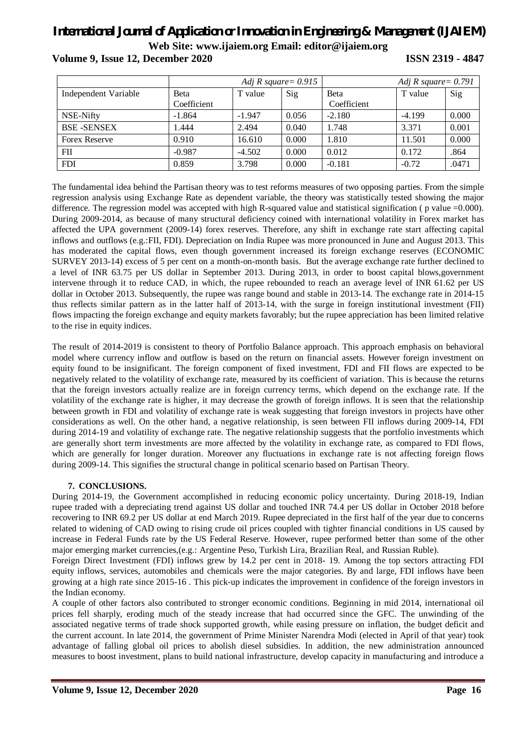| | *Adj R square= 0.915* | | | *Adj R square= 0.791* | | |
|---|---|---|---|---|---|---|
| Independent Variable | Beta Coefficient | T value | Sig | Beta Coefficient | T value | Sig |
| NSE-Nifty | -1.864 | -1.947 | 0.056 | -2.180 | -4.199 | 0.000 |
| BSE -SENSEX | 1.444 | 2.494 | 0.040 | 1.748 | 3.371 | 0.001 |
| Forex Reserve | 0.910 | 16.610 | 0.000 | 1.810 | 11.501 | 0.000 |
| FII | -0.987 | -4.502 | 0.000 | 0.012 | 0.172 | .864 |
| FDI | 0.859 | 3.798 | 0.000 | -0.181 | -0.72 | .0471 |

The fundamental idea behind the Partisan theory was to test reforms measures of two opposing parties. From the simple regression analysis using Exchange Rate as dependent variable, the theory was statistically tested showing the major difference. The regression model was accepted with high R-squared value and statistical signification ( p value =0.000). During 2009-2014, as because of many structural deficiency coined with international volatility in Forex market has affected the UPA government (2009-14) forex reserves. Therefore, any shift in exchange rate start affecting capital inflows and outflows (e.g.:FII, FDI). Depreciation on India Rupee was more pronounced in June and August 2013. This has moderated the capital flows, even though government increased its foreign exchange reserves (ECONOMIC SURVEY 2013-14) excess of 5 per cent on a month-on-month basis. But the average exchange rate further declined to a level of INR 63.75 per US dollar in September 2013. During 2013, in order to boost capital blows,government intervene through it to reduce CAD, in which, the rupee rebounded to reach an average level of INR 61.62 per US dollar in October 2013. Subsequently, the rupee was range bound and stable in 2013-14. The exchange rate in 2014-15 thus reflects similar pattern as in the latter half of 2013-14, with the surge in foreign institutional investment (FII) flows impacting the foreign exchange and equity markets favorably; but the rupee appreciation has been limited relative to the rise in equity indices.

The result of 2014-2019 is consistent to theory of Portfolio Balance approach. This approach emphasis on behavioral model where currency inflow and outflow is based on the return on financial assets. However foreign investment on equity found to be insignificant. The foreign component of fixed investment, FDI and FII flows are expected to be negatively related to the volatility of exchange rate, measured by its coefficient of variation. This is because the returns that the foreign investors actually realize are in foreign currency terms, which depend on the exchange rate. If the volatility of the exchange rate is higher, it may decrease the growth of foreign inflows. It is seen that the relationship between growth in FDI and volatility of exchange rate is weak suggesting that foreign investors in projects have other considerations as well. On the other hand, a negative relationship, is seen between FII inflows during 2009-14, FDI during 2014-19 and volatility of exchange rate. The negative relationship suggests that the portfolio investments which are generally short term investments are more affected by the volatility in exchange rate, as compared to FDI flows, which are generally for longer duration. Moreover any fluctuations in exchange rate is not affecting foreign flows during 2009-14. This signifies the structural change in political scenario based on Partisan Theory.

## 7. CONCLUSIONS.

During 2014-19, the Government accomplished in reducing economic policy uncertainty. During 2018-19, Indian rupee traded with a depreciating trend against US dollar and touched INR 74.4 per US dollar in October 2018 before recovering to INR 69.2 per US dollar at end March 2019. Rupee depreciated in the first half of the year due to concerns related to widening of CAD owing to rising crude oil prices coupled with tighter financial conditions in US caused by increase in Federal Funds rate by the US Federal Reserve. However, rupee performed better than some of the other major emerging market currencies,(e.g.: Argentine Peso, Turkish Lira, Brazilian Real, and Russian Ruble).

Foreign Direct Investment (FDI) inflows grew by 14.2 per cent in 2018- 19. Among the top sectors attracting FDI equity inflows, services, automobiles and chemicals were the major categories. By and large, FDI inflows have been growing at a high rate since 2015-16 . This pick-up indicates the improvement in confidence of the foreign investors in the Indian economy.

A couple of other factors also contributed to stronger economic conditions. Beginning in mid 2014, international oil prices fell sharply, eroding much of the steady increase that had occurred since the GFC. The unwinding of the associated negative terms of trade shock supported growth, while easing pressure on inflation, the budget deficit and the current account. In late 2014, the government of Prime Minister Narendra Modi (elected in April of that year) took advantage of falling global oil prices to abolish diesel subsidies. In addition, the new administration announced measures to boost investment, plans to build national infrastructure, develop capacity in manufacturing and introduce a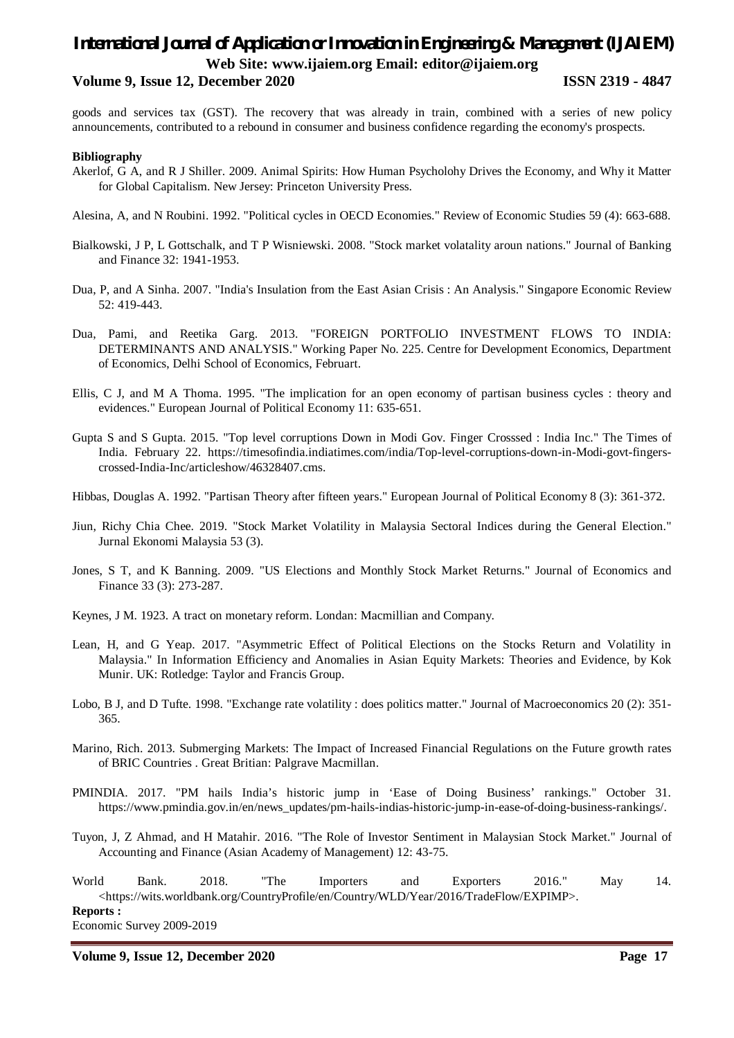goods and services tax (GST). The recovery that was already in train, combined with a series of new policy announcements, contributed to a rebound in consumer and business confidence regarding the economy's prospects.

**Bibliography**

Akerlof, G A, and R J Shiller. 2009. Animal Spirits: How Human Psycholohy Drives the Economy, and Why it Matter for Global Capitalism. New Jersey: Princeton University Press.

Alesina, A, and N Roubini. 1992. "Political cycles in OECD Economies." Review of Economic Studies 59 (4): 663-688.

Bialkowski, J P, L Gottschalk, and T P Wisniewski. 2008. "Stock market volatality aroun nations." Journal of Banking and Finance 32: 1941-1953.

Dua, P, and A Sinha. 2007. "India's Insulation from the East Asian Crisis : An Analysis." Singapore Economic Review 52: 419-443.

Dua, Pami, and Reetika Garg. 2013. "FOREIGN PORTFOLIO INVESTMENT FLOWS TO INDIA: DETERMINANTS AND ANALYSIS." Working Paper No. 225. Centre for Development Economics, Department of Economics, Delhi School of Economics, Februart.

Ellis, C J, and M A Thoma. 1995. "The implication for an open economy of partisan business cycles : theory and evidences." European Journal of Political Economy 11: 635-651.

Gupta S and S Gupta. 2015. "Top level corruptions Down in Modi Gov. Finger Crosssed : India Inc." The Times of India. February 22. https://timesofindia.indiatimes.com/india/Top-level-corruptions-down-in-Modi-govt-fingers-crossed-India-Inc/articleshow/46328407.cms.

Hibbas, Douglas A. 1992. "Partisan Theory after fifteen years." European Journal of Political Economy 8 (3): 361-372.

Jiun, Richy Chia Chee. 2019. "Stock Market Volatility in Malaysia Sectoral Indices during the General Election." Jurnal Ekonomi Malaysia 53 (3).

Jones, S T, and K Banning. 2009. "US Elections and Monthly Stock Market Returns." Journal of Economics and Finance 33 (3): 273-287.

Keynes, J M. 1923. A tract on monetary reform. Londan: Macmillian and Company.

Lean, H, and G Yeap. 2017. "Asymmetric Effect of Political Elections on the Stocks Return and Volatility in Malaysia." In Information Efficiency and Anomalies in Asian Equity Markets: Theories and Evidence, by Kok Munir. UK: Rotledge: Taylor and Francis Group.

Lobo, B J, and D Tufte. 1998. "Exchange rate volatility : does politics matter." Journal of Macroeconomics 20 (2): 351-365.

Marino, Rich. 2013. Submerging Markets: The Impact of Increased Financial Regulations on the Future growth rates of BRIC Countries . Great Britian: Palgrave Macmillan.

PMINDIA. 2017. "PM hails India's historic jump in 'Ease of Doing Business' rankings." October 31. https://www.pmindia.gov.in/en/news_updates/pm-hails-indias-historic-jump-in-ease-of-doing-business-rankings/.

Tuyon, J, Z Ahmad, and H Matahir. 2016. "The Role of Investor Sentiment in Malaysian Stock Market." Journal of Accounting and Finance (Asian Academy of Management) 12: 43-75.

World Bank. 2018. "The Importers and Exporters 2016." May 14. <https://wits.worldbank.org/CountryProfile/en/Country/WLD/Year/2016/TradeFlow/EXPIMP>.

**Reports :**

Economic Survey 2009-2019